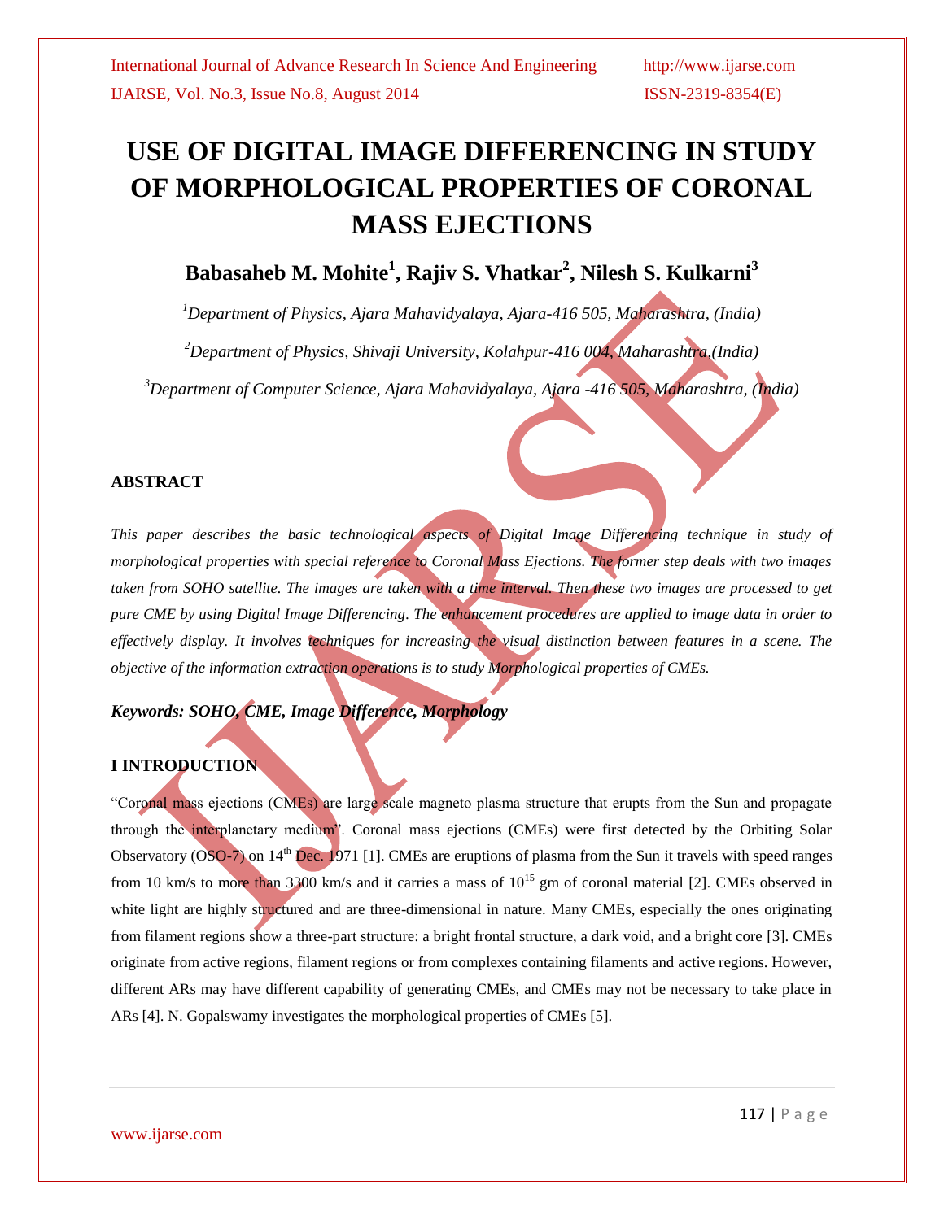# USE OF DIGITAL IMAGE DIFFERENCING IN STUDY OF MORPHOLOGICAL PROPERTIES OF CORONAL MASS EJECTIONS

**Babasaheb M. Mohite[1], Rajiv S. Vhatkar[2], Nilesh S. Kulkarni[3]**

*[1]Department of Physics, Ajara Mahavidyalaya, Ajara-416 505, Maharashtra, (India)*

*[2]Department of Physics, Shivaji University, Kolahpur-416 004, Maharashtra,(India)*

*[3]Department of Computer Science, Ajara Mahavidyalaya, Ajara -416 505, Maharashtra, (India)*

## ABSTRACT

*This paper describes the basic technological aspects of Digital Image Differencing technique in study of morphological properties with special reference to Coronal Mass Ejections. The former step deals with two images taken from SOHO satellite. The images are taken with a time interval. Then these two images are processed to get pure CME by using Digital Image Differencing. The enhancement procedures are applied to image data in order to effectively display. It involves techniques for increasing the visual distinction between features in a scene. The objective of the information extraction operations is to study Morphological properties of CMEs.*

***Keywords: SOHO, CME, Image Difference, Morphology***

## I INTRODUCTION

"Coronal mass ejections (CMEs) are large scale magneto plasma structure that erupts from the Sun and propagate through the interplanetary medium". Coronal mass ejections (CMEs) were first detected by the Orbiting Solar Observatory (OSO-7) on 14th Dec. 1971 [1]. CMEs are eruptions of plasma from the Sun it travels with speed ranges from 10 km/s to more than 3300 km/s and it carries a mass of $10^{15}$ gm of coronal material [2]. CMEs observed in white light are highly structured and are three-dimensional in nature. Many CMEs, especially the ones originating from filament regions show a three-part structure: a bright frontal structure, a dark void, and a bright core [3]. CMEs originate from active regions, filament regions or from complexes containing filaments and active regions. However, different ARs may have different capability of generating CMEs, and CMEs may not be necessary to take place in ARs [4]. N. Gopalswamy investigates the morphological properties of CMEs [5].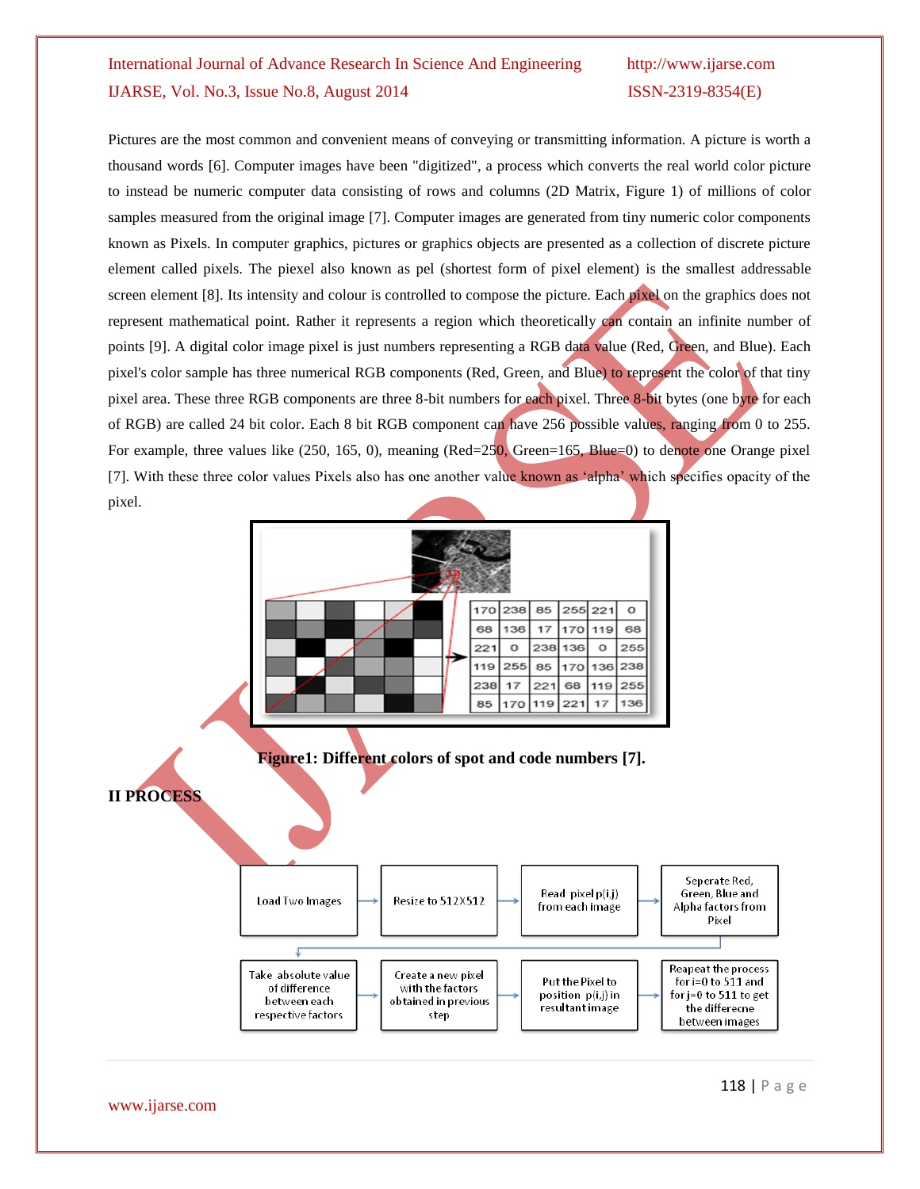Pictures are the most common and convenient means of conveying or transmitting information. A picture is worth a thousand words [6]. Computer images have been "digitized", a process which converts the real world color picture to instead be numeric computer data consisting of rows and columns (2D Matrix, Figure 1) of millions of color samples measured from the original image [7]. Computer images are generated from tiny numeric color components known as Pixels. In computer graphics, pictures or graphics objects are presented as a collection of discrete picture element called pixels. The piexel also known as pel (shortest form of pixel element) is the smallest addressable screen element [8]. Its intensity and colour is controlled to compose the picture. Each pixel on the graphics does not represent mathematical point. Rather it represents a region which theoretically can contain an infinite number of points [9]. A digital color image pixel is just numbers representing a RGB data value (Red, Green, and Blue). Each pixel's color sample has three numerical RGB components (Red, Green, and Blue) to represent the color of that tiny pixel area. These three RGB components are three 8-bit numbers for each pixel. Three 8-bit bytes (one byte for each of RGB) are called 24 bit color. Each 8 bit RGB component can have 256 possible values, ranging from 0 to 255. For example, three values like (250, 165, 0), meaning (Red=250, Green=165, Blue=0) to denote one Orange pixel [7]. With these three color values Pixels also has one another value known as 'alpha' which specifies opacity of the pixel.

| 170 | 238 | 85 | 255 | 221 | 0 |
|---|---|---|---|---|---|
| 68 | 136 | 17 | 170 | 119 | 68 |
| 221 | 0 | 238 | 136 | 0 | 255 |
| 119 | 255 | 85 | 170 | 136 | 238 |
| 238 | 17 | 221 | 68 | 119 | 255 |
| 85 | 170 | 119 | 221 | 17 | 136 |

**Figure1: Different colors of spot and code numbers [7].**

## II PROCESS

Load Two Images → Resize to 512X512 → Read pixel p(i,j) from each image → Seperate Red, Green, Blue and Alpha factors from Pixel → Take absolute value of difference between each respective factors → Create a new pixel with the factors obtained in previous step → Put the Pixel to position p(i,j) in resultant image → Reapeat the process for i=0 to 511 and for j=0 to 511 to get the differecne between images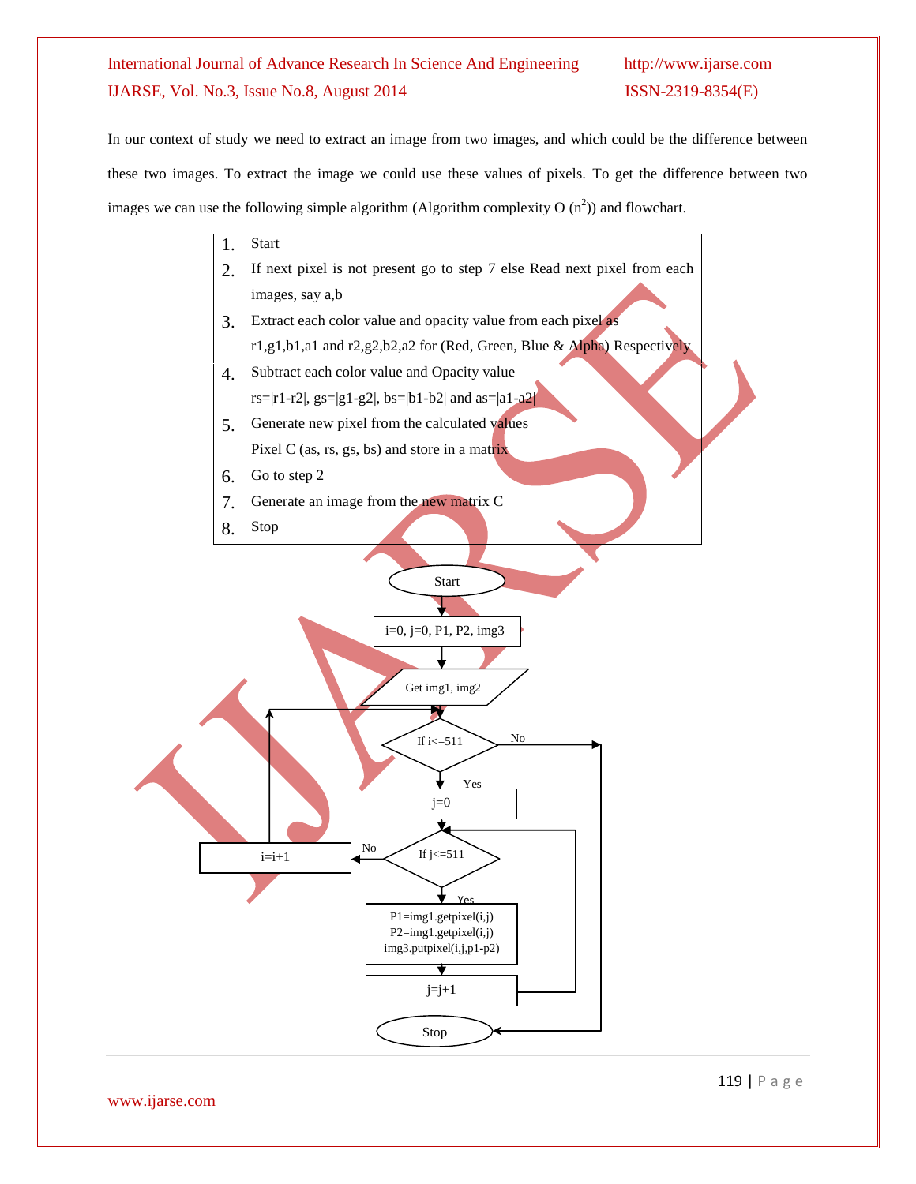In our context of study we need to extract an image from two images, and which could be the difference between these two images. To extract the image we could use these values of pixels. To get the difference between two images we can use the following simple algorithm (Algorithm complexity O ($n^2$)) and flowchart.

1. Start
2. If next pixel is not present go to step 7 else Read next pixel from each images, say a,b
3. Extract each color value and opacity value from each pixel as r1,g1,b1,a1 and r2,g2,b2,a2 for (Red, Green, Blue & Alpha) Respectively
4. Subtract each color value and Opacity value rs=|r1-r2|, gs=|g1-g2|, bs=|b1-b2| and as=|a1-a2|
5. Generate new pixel from the calculated values Pixel C (as, rs, gs, bs) and store in a matrix
6. Go to step 2
7. Generate an image from the new matrix C
8. Stop

Start

i=0, j=0, P1, P2, img3

Get img1, img2

If i<=511 — No → Stop; Yes →

j=0

If j<=511 — No → i=i+1 (back to If i<=511); Yes →

P1=img1.getpixel(i,j)
P2=img1.getpixel(i,j)
img3.putpixel(i,j,p1-p2)

j=j+1 (back to If j<=511)

Stop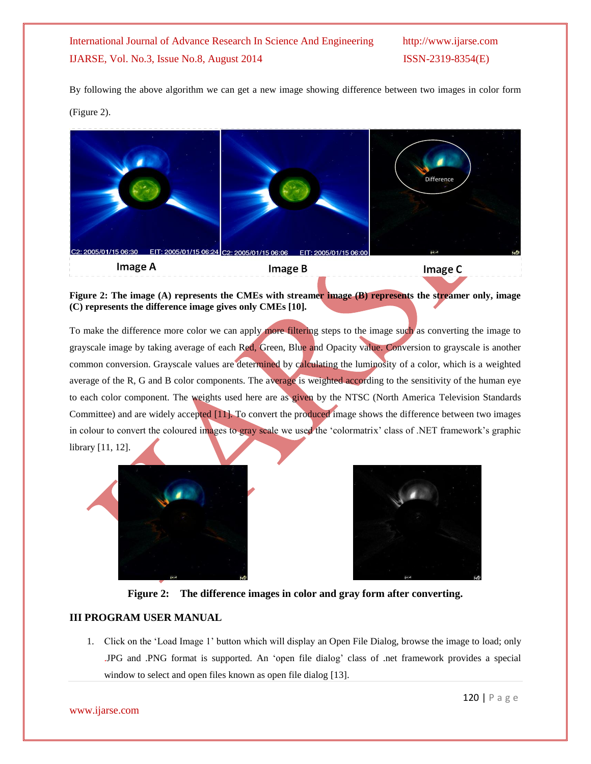By following the above algorithm we can get a new image showing difference between two images in color form (Figure 2).

Image A Image B Image C

**Figure 2: The image (A) represents the CMEs with streamer image (B) represents the streamer only, image (C) represents the difference image gives only CMEs [10].**

To make the difference more color we can apply more filtering steps to the image such as converting the image to grayscale image by taking average of each Red, Green, Blue and Opacity value. Conversion to grayscale is another common conversion. Grayscale values are determined by calculating the luminosity of a color, which is a weighted average of the R, G and B color components. The average is weighted according to the sensitivity of the human eye to each color component. The weights used here are as given by the NTSC (North America Television Standards Committee) and are widely accepted [11]. To convert the produced image shows the difference between two images in colour to convert the coloured images to gray scale we used the 'colormatrix' class of .NET framework's graphic library [11, 12].

**Figure 2: The difference images in color and gray form after converting.**

## III PROGRAM USER MANUAL

1. Click on the 'Load Image 1' button which will display an Open File Dialog, browse the image to load; only .JPG and .PNG format is supported. An 'open file dialog' class of .net framework provides a special window to select and open files known as open file dialog [13].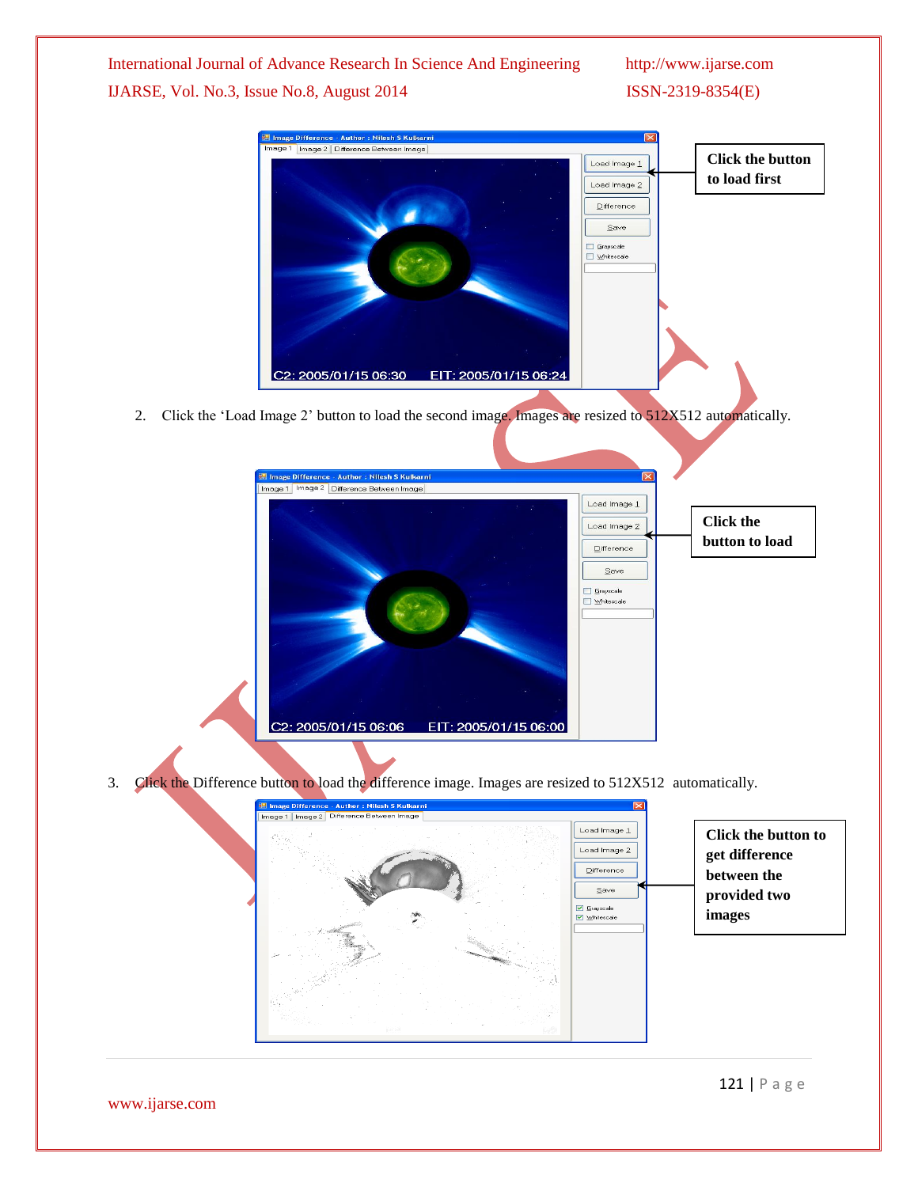Click the button to load first

2. Click the ‘Load Image 2’ button to load the second image. Images are resized to 512X512 automatically.

Click the button to load

3. Click the Difference button to load the difference image. Images are resized to 512X512 automatically.

Click the button to get difference between the provided two images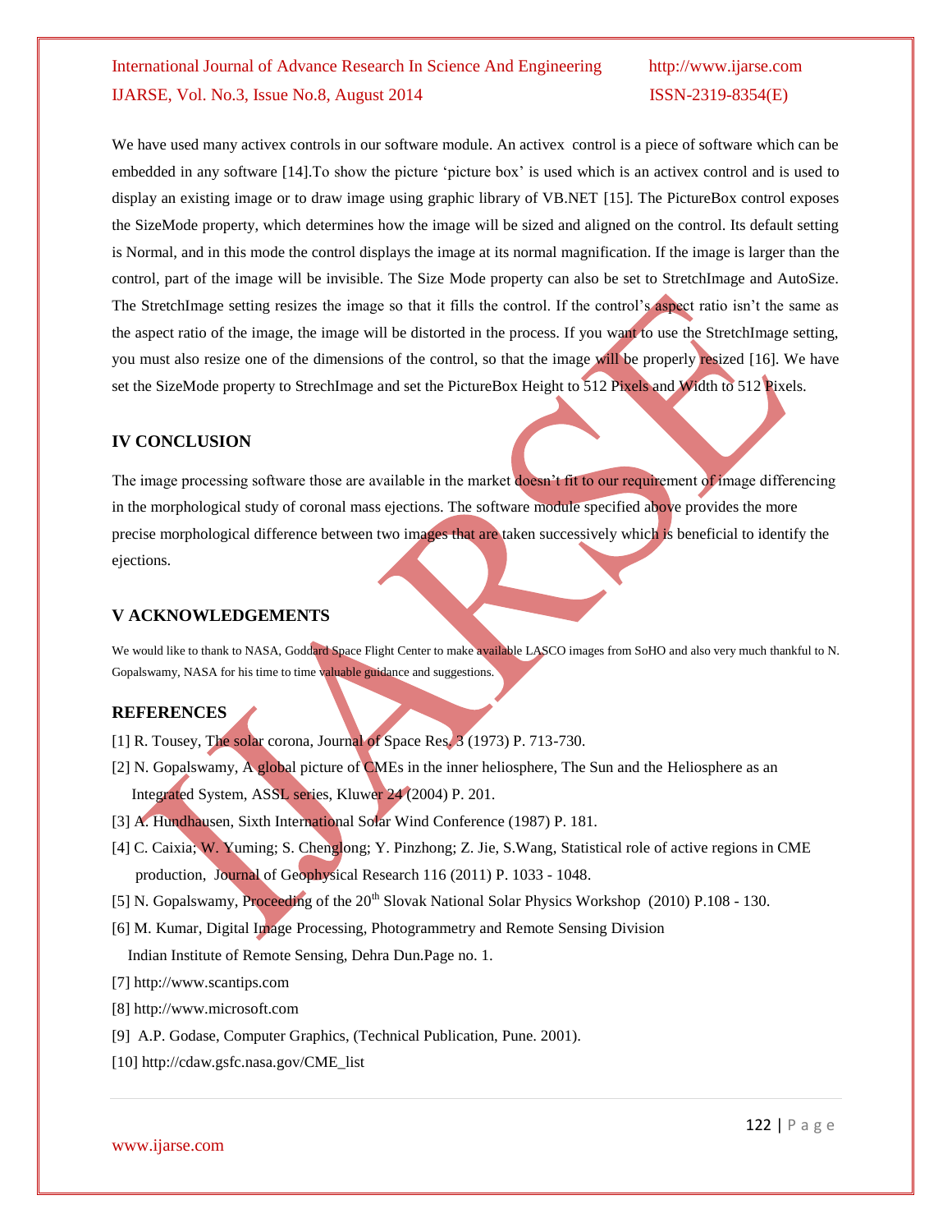We have used many activex controls in our software module. An activex control is a piece of software which can be embedded in any software [14].To show the picture 'picture box' is used which is an activex control and is used to display an existing image or to draw image using graphic library of VB.NET [15]. The PictureBox control exposes the SizeMode property, which determines how the image will be sized and aligned on the control. Its default setting is Normal, and in this mode the control displays the image at its normal magnification. If the image is larger than the control, part of the image will be invisible. The Size Mode property can also be set to StretchImage and AutoSize. The StretchImage setting resizes the image so that it fills the control. If the control's aspect ratio isn't the same as the aspect ratio of the image, the image will be distorted in the process. If you want to use the StretchImage setting, you must also resize one of the dimensions of the control, so that the image will be properly resized [16]. We have set the SizeMode property to StrechImage and set the PictureBox Height to 512 Pixels and Width to 512 Pixels.

## IV CONCLUSION

The image processing software those are available in the market doesn't fit to our requirement of image differencing in the morphological study of coronal mass ejections. The software module specified above provides the more precise morphological difference between two images that are taken successively which is beneficial to identify the ejections.

## V ACKNOWLEDGEMENTS

We would like to thank to NASA, Goddard Space Flight Center to make available LASCO images from SoHO and also very much thankful to N. Gopalswamy, NASA for his time to time valuable guidance and suggestions.

## REFERENCES

[1] R. Tousey, The solar corona, Journal of Space Res. 3 (1973) P. 713-730.

[2] N. Gopalswamy, A global picture of CMEs in the inner heliosphere, The Sun and the Heliosphere as an Integrated System, ASSL series, Kluwer 24 (2004) P. 201.

[3] A. Hundhausen, Sixth International Solar Wind Conference (1987) P. 181.

[4] C. Caixia; W. Yuming; S. Chenglong; Y. Pinzhong; Z. Jie, S.Wang, Statistical role of active regions in CME production, Journal of Geophysical Research 116 (2011) P. 1033 - 1048.

[5] N. Gopalswamy, Proceeding of the 20th Slovak National Solar Physics Workshop (2010) P.108 - 130.

[6] M. Kumar, Digital Image Processing, Photogrammetry and Remote Sensing Division Indian Institute of Remote Sensing, Dehra Dun.Page no. 1.

[7] http://www.scantips.com

[8] http://www.microsoft.com

[9] A.P. Godase, Computer Graphics, (Technical Publication, Pune. 2001).

[10] http://cdaw.gsfc.nasa.gov/CME_list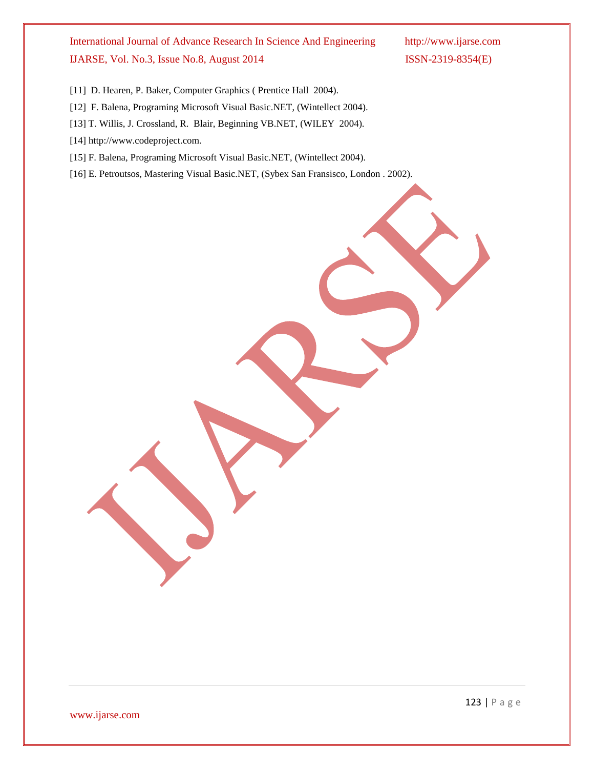[11] D. Hearen, P. Baker, Computer Graphics ( Prentice Hall 2004).

[12] F. Balena, Programing Microsoft Visual Basic.NET, (Wintellect 2004).

[13] T. Willis, J. Crossland, R. Blair, Beginning VB.NET, (WILEY 2004).

[14] http://www.codeproject.com.

[15] F. Balena, Programing Microsoft Visual Basic.NET, (Wintellect 2004).

[16] E. Petroutsos, Mastering Visual Basic.NET, (Sybex San Fransisco, London . 2002).